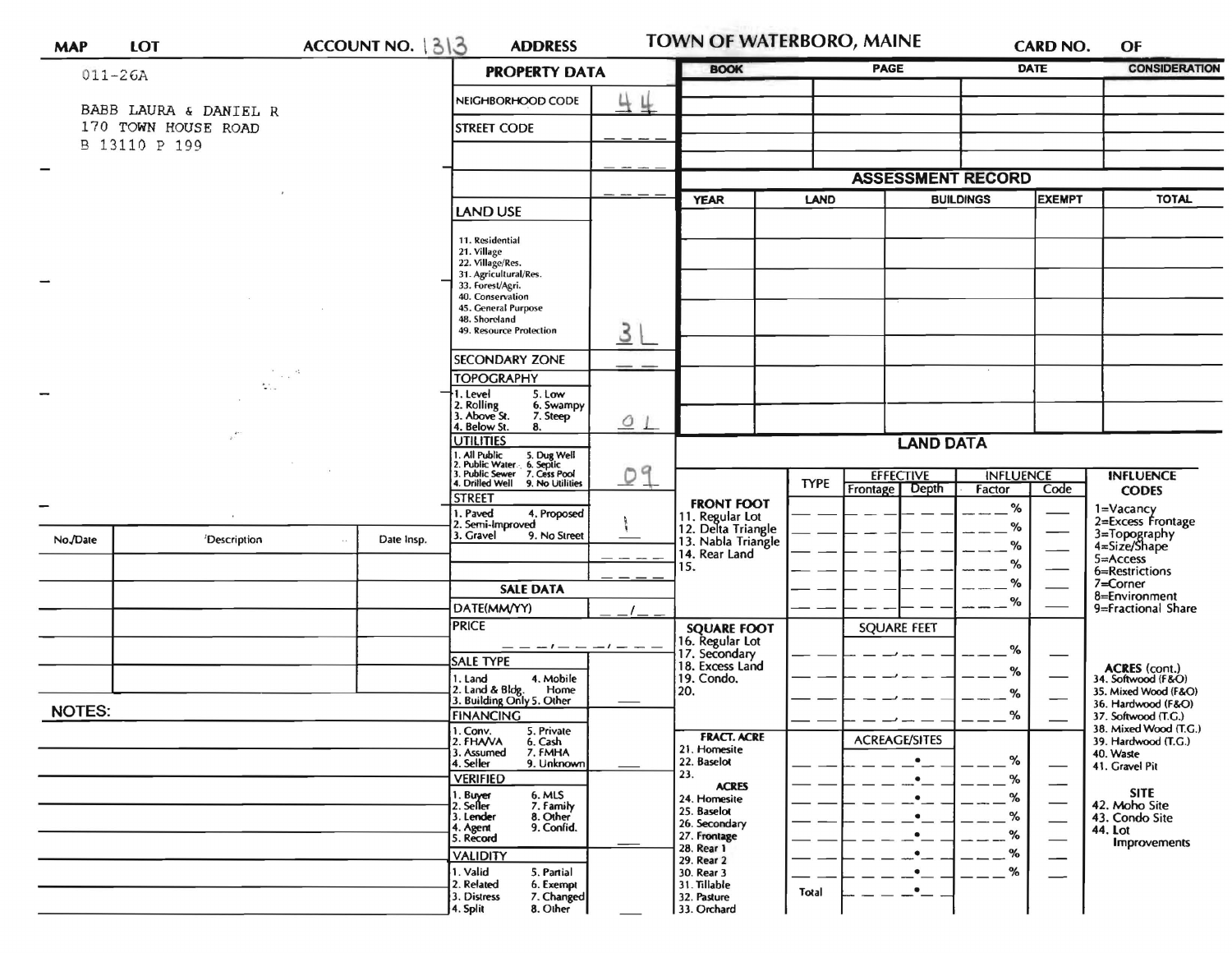| MAP | LOT | ACCOUNT NO. 1313 | ADDRESS | TOWN OF WATERBORO, MAINE | CARD NO. | OF |
|---|---|---|---|---|---|---|

011-26A

BABB LAURA & DANIEL R
170 TOWN HOUSE ROAD
B 13110 P 199

## PROPERTY DATA

| Field | Value |
|---|---|
| NEIGHBORHOOD CODE | 44 |
| STREET CODE | |
| LAND USE (11. Residential, 21. Village, 22. Village/Res., 31. Agricultural/Res., 33. Forest/Agri., 40. Conservation, 45. General Purpose, 48. Shoreland, 49. Resource Protection) | 3L |
| SECONDARY ZONE | |
| TOPOGRAPHY (1. Level, 2. Rolling, 3. Above St., 4. Below St., 5. Low, 6. Swampy, 7. Steep, 8.) | 0 L |
| UTILITIES (1. All Public, 2. Public Water, 3. Public Sewer, 4. Drilled Well, 5. Dug Well, 6. Septic, 7. Cess Pool, 9. No Utilities) | 09 |
| STREET (1. Paved, 2. Semi-Improved, 3. Gravel, 4. Proposed, 9. No Street) | 1 |

## SALE DATA

| Field | Value |
|---|---|
| DATE(MM/YY) | |
| PRICE | |
| SALE TYPE (1. Land, 2. Land & Bldg., 3. Building Only, 4. Mobile Home, 5. Other) | |
| FINANCING (1. Conv., 2. FHA/VA, 3. Assumed, 4. Seller, 5. Private, 6. Cash, 7. FMHA, 9. Unknown) | |
| VERIFIED (1. Buyer, 2. Seller, 3. Lender, 4. Agent, 5. Record, 6. MLS, 7. Family, 8. Other, 9. Confid.) | |
| VALIDITY (1. Valid, 2. Related, 3. Distress, 4. Split, 5. Partial, 6. Exempt, 7. Changed, 8. Other) | |

| BOOK | PAGE | DATE | CONSIDERATION |
|---|---|---|---|
| | | | |

## ASSESSMENT RECORD

| YEAR | LAND | BUILDINGS | EXEMPT | TOTAL |
|---|---|---|---|---|
| | | | | |

## LAND DATA

| | TYPE | EFFECTIVE Frontage | EFFECTIVE Depth | INFLUENCE Factor | INFLUENCE Code |
|---|---|---|---|---|---|
| FRONT FOOT: 11. Regular Lot, 12. Delta Triangle, 13. Nabla Triangle, 14. Rear Land, 15. | | | | % | |
| SQUARE FOOT: 16. Regular Lot, 17. Secondary, 18. Excess Land, 19. Condo., 20. | | SQUARE FEET | | % | |
| FRACT. ACRE: 21. Homesite, 22. Baselot, 23. | | ACREAGE/SITES | | % | |
| ACRES: 24. Homesite, 25. Baselot, 26. Secondary, 27. Frontage, 28. Rear 1, 29. Rear 2, 30. Rear 3, 31. Tillable, 32. Pasture, 33. Orchard | Total | | | % | |

**INFLUENCE CODES**
1=Vacancy
2=Excess Frontage
3=Topography
4=Size/Shape
5=Access
6=Restrictions
7=Corner
8=Environment
9=Fractional Share

**ACRES (cont.)**
34. Softwood (F&O)
35. Mixed Wood (F&O)
36. Hardwood (F&O)
37. Softwood (T.G.)
38. Mixed Wood (T.G.)
39. Hardwood (T.G.)
40. Waste
41. Gravel Pit

**SITE**
42. Moho Site
43. Condo Site
44. Lot Improvements

| No./Date | Description | Date Insp. |
|---|---|---|
| | | |

NOTES: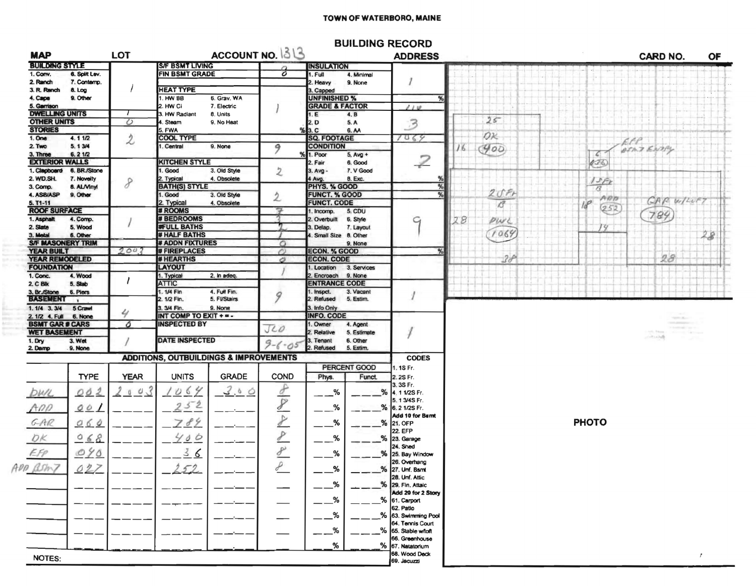**TOWN OF WATERBORO, MAINE**

## BUILDING RECORD

**MAP** | **LOT** | **ACCOUNT NO.** 1313 | **ADDRESS** | **CARD NO.** | **OF**

| Field | Value | Field | Value | Field | Value |
|---|---|---|---|---|---|
| **BUILDING STYLE**<br>1. Conv. 6. Split Lev.<br>2. Ranch 7. Contemp.<br>3. R. Ranch 8. Log<br>4. Cape 9. Other<br>5. Garrison | 1 | **S/F BSMT LIVING** | | **INSULATION**<br>1. Full 4. Minimal<br>2. Heavy 9. None<br>3. Capped | 1 |
| | | **FIN BSMT GRADE** | 8 | **UNFINISHED %** | % |
| | | **HEAT TYPE**<br>1. HW BB 6. Grav. WA<br>2. HW CI 7. Electric<br>3. HW Radiant 8. Units<br>4. Steam 9. No Heat<br>5. FWA | 1 % | **GRADE & FACTOR**<br>1. E 4. B<br>2. D 5. A<br>3. C 6. AA | 110 / 3 |
| **DWELLING UNITS** | 1 | | | **SQ. FOOTAGE** | 1064 |
| **OTHER UNITS** | 0 | | | | |
| **STORIES**<br>1. One 4. 1 1/2<br>2. Two 5. 1 3/4<br>3. Three 6. 2 1/2 | 2 | **COOL TYPE**<br>1. Central 9. None | 9 % | **CONDITION**<br>1. Poor 5. Avg +<br>2. Fair 6. Good<br>3. Avg - 7. V Good<br>4. Avg. 8. Exc. | 7 |
| **EXTERIOR WALLS**<br>1. Clapboard 6. BR./Stone<br>2. WD.SH. 7. Novelty<br>3. Comp. 8. AL/Vinyl<br>4. ASB/ASP 9. Other<br>5. T1-11 | 8 | **KITCHEN STYLE**<br>1. Good 3. Old Style<br>2. Typical 4. Obsolete | 2 | **PHYS. % GOOD** | % |
| | | **BATH(S) STYLE**<br>1. Good 3. Old Style<br>2. Typical 4. Obsolete | 2 | **FUNCT. % GOOD** | % |
| **ROOF SURFACE**<br>1. Asphalt 4. Comp.<br>2. Slate 5. Wood<br>3. Metal 6. Other | 1 | **# ROOMS** | 7 | **FUNCT. CODE**<br>1. Incomp. 5. CDU<br>2. Overbuilt 6. Style<br>3. Delap. 7. Layout<br>4. Small Size 8. Other<br>9. None | 9 |
| | | **# BEDROOMS** | 3 | | |
| | | **#FULL BATHS** | 2 | | |
| | | **# HALF BATHS** | 1 | | |
| **S/F MASONERY TRIM** | | **# ADDN FIXTURES** | 0 | | |
| **YEAR BUILT** | 2003 | **# FIREPLACES** | 0 | **ECON. % GOOD** | % |
| **YEAR REMODELED** | | **# HEARTHS** | 0 | **ECON. CODE**<br>1. Location 3. Services<br>2. Encroach 9. None | |
| **FOUNDATION**<br>1. Conc. 4. Wood<br>2. C Blk 5. Slab<br>3. Br./Stone 6. Piers | 1 | **LAYOUT**<br>1. Typical 2. In adeq. | 1 | | |
| | | **ATTIC**<br>1. 1/4 Fin 4. Full Fin.<br>2. 1/2 Fin. 5. Fl/Stairs<br>3. 3/4 Fin. 9. None | 9 | **ENTRANCE CODE**<br>1. Inspct. 3. Vacant<br>2. Refused 5. Estim. | 1 |
| **BASEMENT**<br>1. 1/4 3. 3/4 5 Crawl<br>2. 1/2 4. Full 6. None | 4 | **INT COMP TO EXIT + = -** | | | |
| **BSMT GAR # CARS** | 0 | **INSPECTED BY** | JLO | **INFO. CODE**<br>1. Owner 4. Agent<br>2. Relative 5. Estimate<br>3. Tenant 6. Other | 1 |
| **WET BASEMENT**<br>1. Dry 3. Wet<br>2. Damp 9. None | 1 | **DATE INSPECTED** | 9-6-05 | 1. Refused 5. Estim. | |

Sketch labels: 25 / DK (400) / 16; EFP BSMT ENTRY 6 (36); 28 DWL (1064) 2 SFr B 38; 1 SFr B ADD (252) 18 14; GAR W/LOFT (784) 28 28

### ADDITIONS, OUTBUILDINGS & IMPROVEMENTS

| | TYPE | YEAR | UNITS | GRADE | COND | PERCENT GOOD Phys. | Funct. |
|---|---|---|---|---|---|---|---|
| DWL | 002 | 2003 | 1064 | 3.00 | 8 | % | % |
| ADD | 001 | | 252 | | 8 | % | % |
| GAR | 060 | | 784 | | 8 | % | % |
| DK | 068 | | 400 | | 8 | % | % |
| EFP | 040 | | 36 | | 8 | % | % |
| ADD BSMT | 027 | | 252 | | 8 | % | % |
| | | | | | | % | % |
| | | | | | | % | % |
| | | | | | | % | % |
| | | | | | | % | % |
| | | | | | | % | % |

**CODES**
1. 1S Fr.
2. 2S Fr.
3. 3S Fr.
4. 1 1/2S Fr.
5. 1 3/4S Fr.
6. 2 1/2S Fr.

**Add 10 for Bsmt**
21. OFP
22. EFP
23. Garage
24. Shed
25. Bay Window
26. Overhang
27. Unf. Bsmt
28. Unf. Attic
29. Fin. Attaic

**Add 20 for 2 Story**
61. Carport
62. Patio
63. Swimming Pool
64. Tennis Court
65. Stable w/loft
66. Greenhouse
67. Natatorium
68. Wood Deck
69. Jacuzzi

**PHOTO**

NOTES: